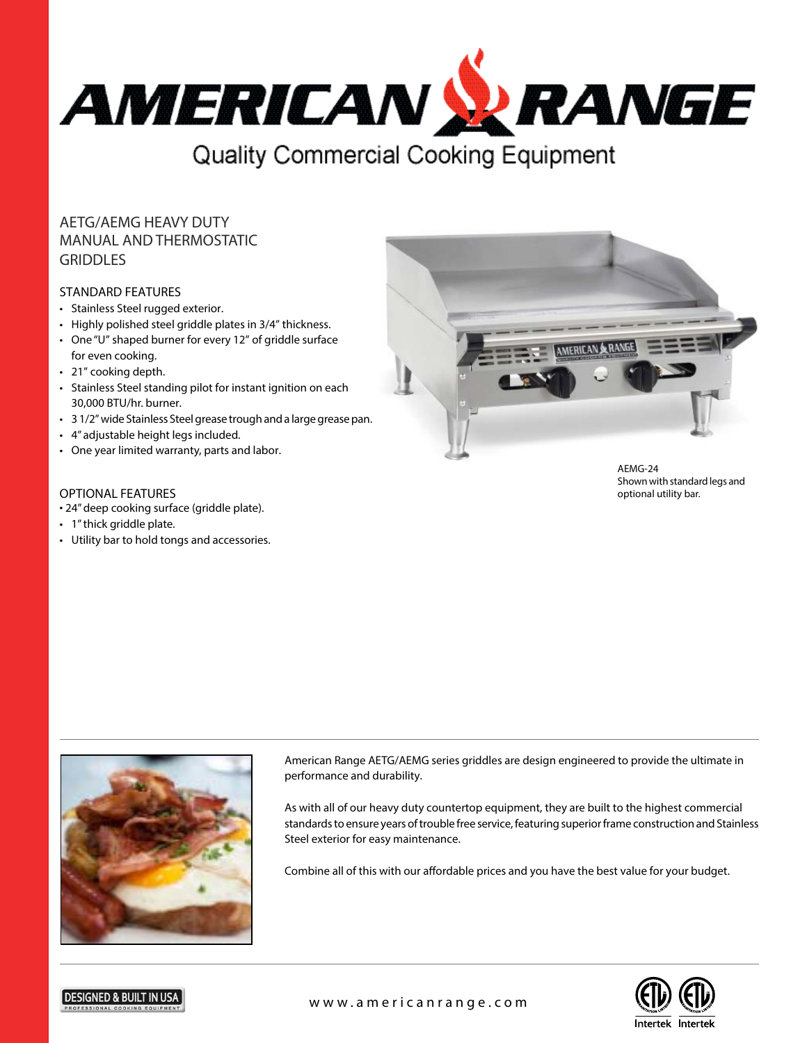# AMERICAN RANGE

Quality Commercial Cooking Equipment

## AETG/AEMG HEAVY DUTY MANUAL AND THERMOSTATIC GRIDDLES

### STANDARD FEATURES

- Stainless Steel rugged exterior.
- Highly polished steel griddle plates in 3/4" thickness.
- One "U" shaped burner for every 12" of griddle surface for even cooking.
- 21" cooking depth.
- Stainless Steel standing pilot for instant ignition on each 30,000 BTU/hr. burner.
- 3 1/2" wide Stainless Steel grease trough and a large grease pan.
- 4" adjustable height legs included.
- One year limited warranty, parts and labor.

### OPTIONAL FEATURES

- 24" deep cooking surface (griddle plate).
- 1" thick griddle plate.
- Utility bar to hold tongs and accessories.

AEMG-24
Shown with standard legs and optional utility bar.

American Range AETG/AEMG series griddles are design engineered to provide the ultimate in performance and durability.

As with all of our heavy duty countertop equipment, they are built to the highest commercial standards to ensure years of trouble free service, featuring superior frame construction and Stainless Steel exterior for easy maintenance.

Combine all of this with our affordable prices and you have the best value for your budget.

DESIGNED & BUILT IN USA
PROFESSIONAL COOKING EQUIPMENT

www.americanrange.com

Intertek Intertek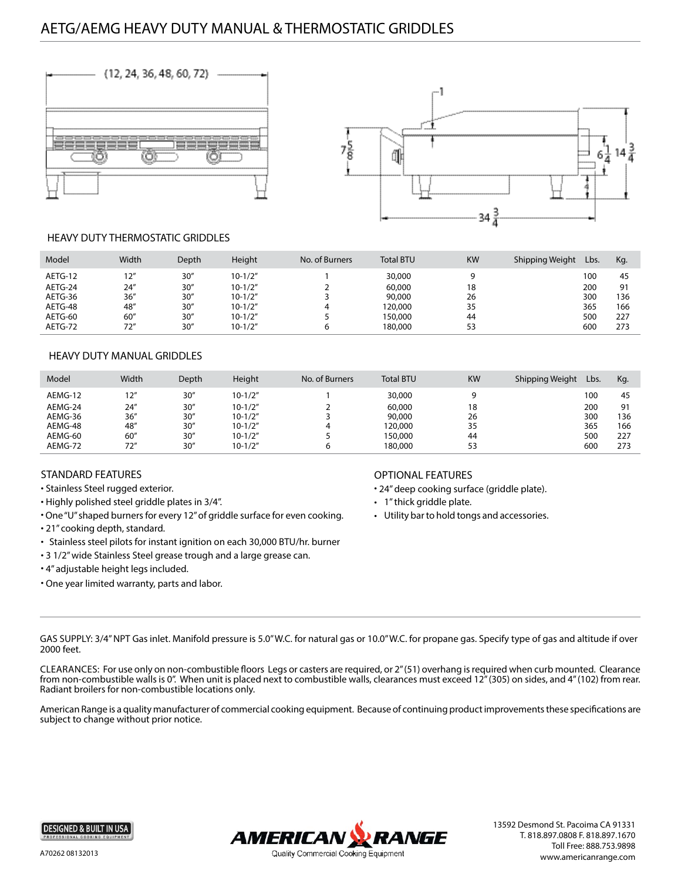# AETG/AEMG HEAVY DUTY MANUAL & THERMOSTATIC GRIDDLES

(12, 24, 36, 48, 60, 72)

1

7 5/8

6 1/4

14 3/4

4

34 3/4

## HEAVY DUTY THERMOSTATIC GRIDDLES

| Model | Width | Depth | Height | No. of Burners | Total BTU | KW | Shipping Weight Lbs. | Kg. |
|---|---|---|---|---|---|---|---|---|
| AETG-12 | 12″ | 30″ | 10-1/2″ | 1 | 30,000 | 9 | 100 | 45 |
| AETG-24 | 24″ | 30″ | 10-1/2″ | 2 | 60,000 | 18 | 200 | 91 |
| AETG-36 | 36″ | 30″ | 10-1/2″ | 3 | 90,000 | 26 | 300 | 136 |
| AETG-48 | 48″ | 30″ | 10-1/2″ | 4 | 120,000 | 35 | 365 | 166 |
| AETG-60 | 60″ | 30″ | 10-1/2″ | 5 | 150,000 | 44 | 500 | 227 |
| AETG-72 | 72″ | 30″ | 10-1/2″ | 6 | 180,000 | 53 | 600 | 273 |

## HEAVY DUTY MANUAL GRIDDLES

| Model | Width | Depth | Height | No. of Burners | Total BTU | KW | Shipping Weight Lbs. | Kg. |
|---|---|---|---|---|---|---|---|---|
| AEMG-12 | 12″ | 30″ | 10-1/2″ | 1 | 30,000 | 9 | 100 | 45 |
| AEMG-24 | 24″ | 30″ | 10-1/2″ | 2 | 60,000 | 18 | 200 | 91 |
| AEMG-36 | 36″ | 30″ | 10-1/2″ | 3 | 90,000 | 26 | 300 | 136 |
| AEMG-48 | 48″ | 30″ | 10-1/2″ | 4 | 120,000 | 35 | 365 | 166 |
| AEMG-60 | 60″ | 30″ | 10-1/2″ | 5 | 150,000 | 44 | 500 | 227 |
| AEMG-72 | 72″ | 30″ | 10-1/2″ | 6 | 180,000 | 53 | 600 | 273 |

## STANDARD FEATURES

- Stainless Steel rugged exterior.
- Highly polished steel griddle plates in 3/4″.
- One "U" shaped burners for every 12″ of griddle surface for even cooking.
- 21″ cooking depth, standard.
- Stainless steel pilots for instant ignition on each 30,000 BTU/hr. burner
- 3 1/2″ wide Stainless Steel grease trough and a large grease can.
- 4″ adjustable height legs included.
- One year limited warranty, parts and labor.

## OPTIONAL FEATURES

- 24″ deep cooking surface (griddle plate).
- 1″ thick griddle plate.
- Utility bar to hold tongs and accessories.

GAS SUPPLY: 3/4″ NPT Gas inlet. Manifold pressure is 5.0″W.C. for natural gas or 10.0″W.C. for propane gas. Specify type of gas and altitude if over 2000 feet.

CLEARANCES: For use only on non-combustible floors Legs or casters are required, or 2″ (51) overhang is required when curb mounted. Clearance from non-combustible walls is 0″. When unit is placed next to combustible walls, clearances must exceed 12″ (305) on sides, and 4″ (102) from rear. Radiant broilers for non-combustible locations only.

American Range is a quality manufacturer of commercial cooking equipment. Because of continuing product improvements these specifications are subject to change without prior notice.

DESIGNED & BUILT IN USA
PROFESSIONAL COOKING EQUIPMENT

A70262 08132013

AMERICAN RANGE
Quality Commercial Cooking Equipment

13592 Desmond St. Pacoima CA 91331
T. 818.897.0808 F. 818.897.1670
Toll Free: 888.753.9898
www.americanrange.com